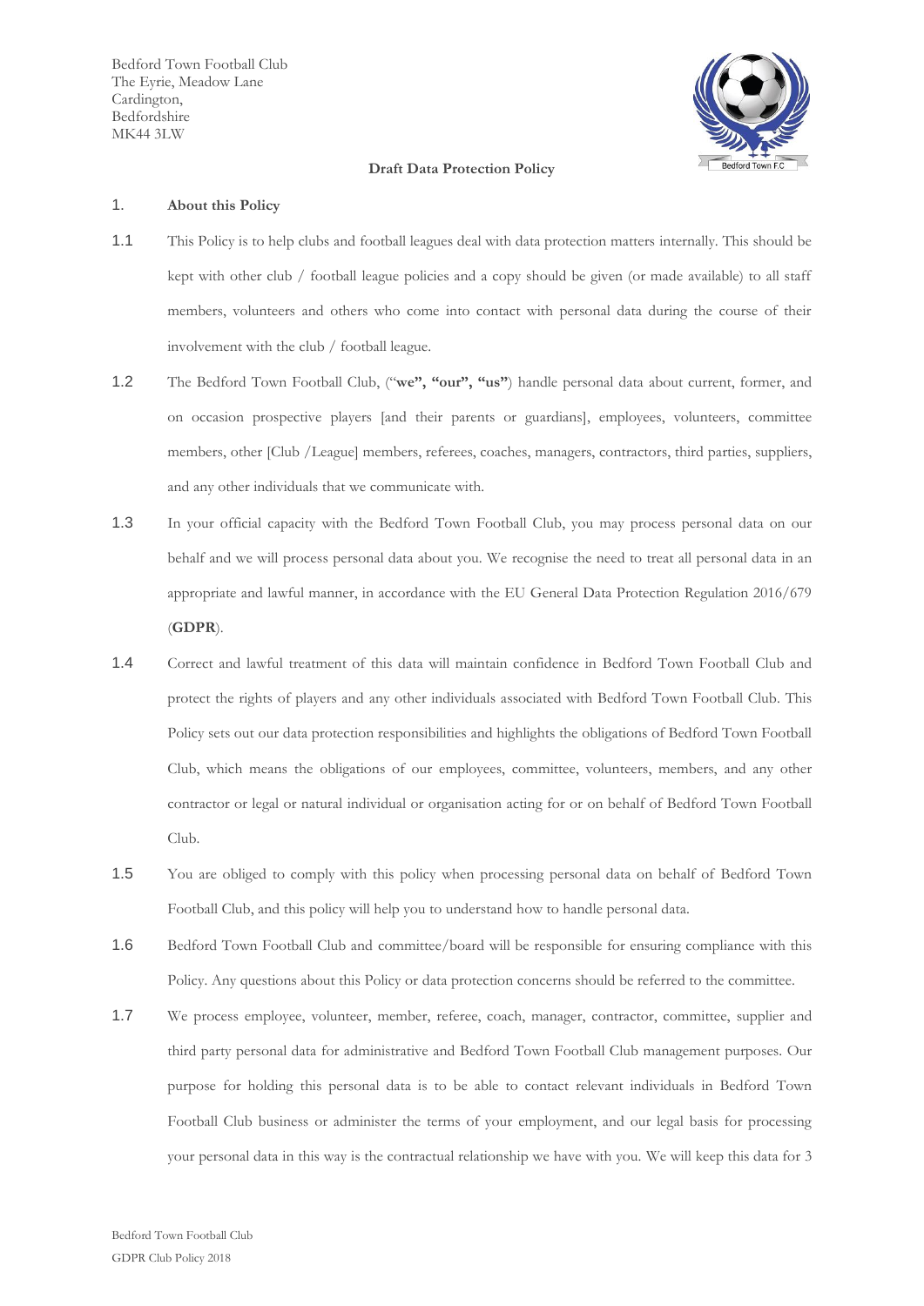Bedford Town Football Club
The Eyrie, Meadow Lane
Cardington,
Bedfordshire
MK44 3LW

**Draft Data Protection Policy**

1. **About this Policy**

1.1 This Policy is to help clubs and football leagues deal with data protection matters internally. This should be kept with other club / football league policies and a copy should be given (or made available) to all staff members, volunteers and others who come into contact with personal data during the course of their involvement with the club / football league.

1.2 The Bedford Town Football Club, ("**we", "our", "us"**) handle personal data about current, former, and on occasion prospective players [and their parents or guardians], employees, volunteers, committee members, other [Club /League] members, referees, coaches, managers, contractors, third parties, suppliers, and any other individuals that we communicate with.

1.3 In your official capacity with the Bedford Town Football Club, you may process personal data on our behalf and we will process personal data about you. We recognise the need to treat all personal data in an appropriate and lawful manner, in accordance with the EU General Data Protection Regulation 2016/679 (**GDPR**).

1.4 Correct and lawful treatment of this data will maintain confidence in Bedford Town Football Club and protect the rights of players and any other individuals associated with Bedford Town Football Club. This Policy sets out our data protection responsibilities and highlights the obligations of Bedford Town Football Club, which means the obligations of our employees, committee, volunteers, members, and any other contractor or legal or natural individual or organisation acting for or on behalf of Bedford Town Football Club.

1.5 You are obliged to comply with this policy when processing personal data on behalf of Bedford Town Football Club, and this policy will help you to understand how to handle personal data.

1.6 Bedford Town Football Club and committee/board will be responsible for ensuring compliance with this Policy. Any questions about this Policy or data protection concerns should be referred to the committee.

1.7 We process employee, volunteer, member, referee, coach, manager, contractor, committee, supplier and third party personal data for administrative and Bedford Town Football Club management purposes. Our purpose for holding this personal data is to be able to contact relevant individuals in Bedford Town Football Club business or administer the terms of your employment, and our legal basis for processing your personal data in this way is the contractual relationship we have with you. We will keep this data for 3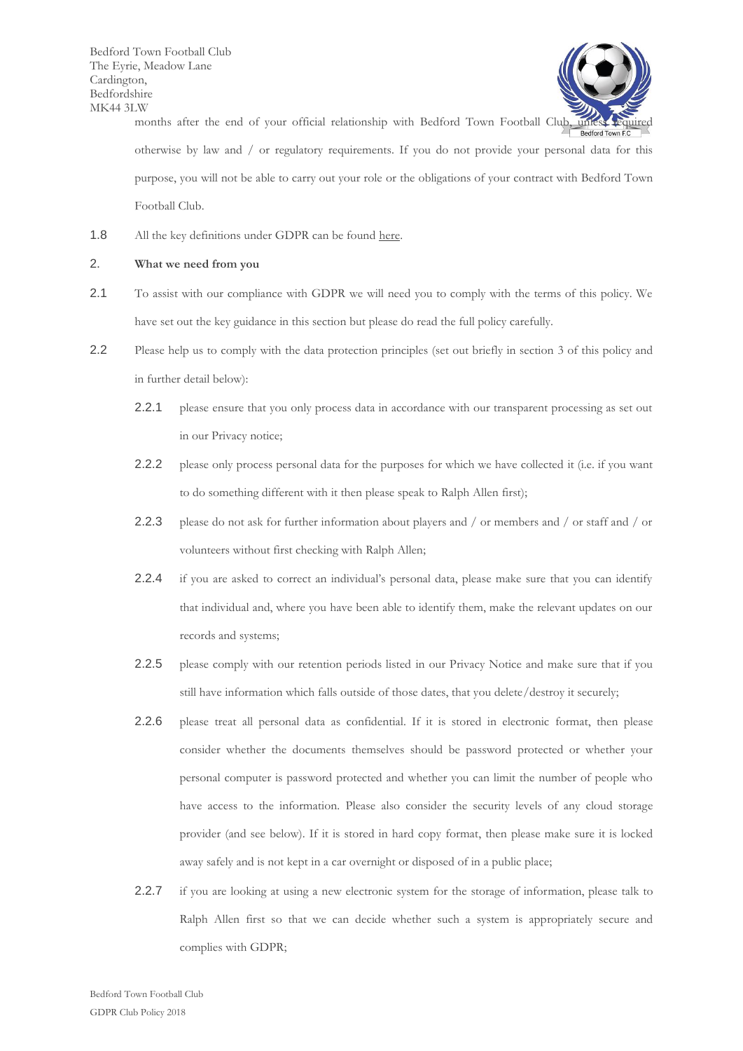months after the end of your official relationship with Bedford Town Football Club, unless required otherwise by law and / or regulatory requirements. If you do not provide your personal data for this purpose, you will not be able to carry out your role or the obligations of your contract with Bedford Town Football Club.

1.8 All the key definitions under GDPR can be found here.

## 2. What we need from you

2.1 To assist with our compliance with GDPR we will need you to comply with the terms of this policy. We have set out the key guidance in this section but please do read the full policy carefully.

2.2 Please help us to comply with the data protection principles (set out briefly in section 3 of this policy and in further detail below):

2.2.1 please ensure that you only process data in accordance with our transparent processing as set out in our Privacy notice;

2.2.2 please only process personal data for the purposes for which we have collected it (i.e. if you want to do something different with it then please speak to Ralph Allen first);

2.2.3 please do not ask for further information about players and / or members and / or staff and / or volunteers without first checking with Ralph Allen;

2.2.4 if you are asked to correct an individual's personal data, please make sure that you can identify that individual and, where you have been able to identify them, make the relevant updates on our records and systems;

2.2.5 please comply with our retention periods listed in our Privacy Notice and make sure that if you still have information which falls outside of those dates, that you delete/destroy it securely;

2.2.6 please treat all personal data as confidential. If it is stored in electronic format, then please consider whether the documents themselves should be password protected or whether your personal computer is password protected and whether you can limit the number of people who have access to the information. Please also consider the security levels of any cloud storage provider (and see below). If it is stored in hard copy format, then please make sure it is locked away safely and is not kept in a car overnight or disposed of in a public place;

2.2.7 if you are looking at using a new electronic system for the storage of information, please talk to Ralph Allen first so that we can decide whether such a system is appropriately secure and complies with GDPR;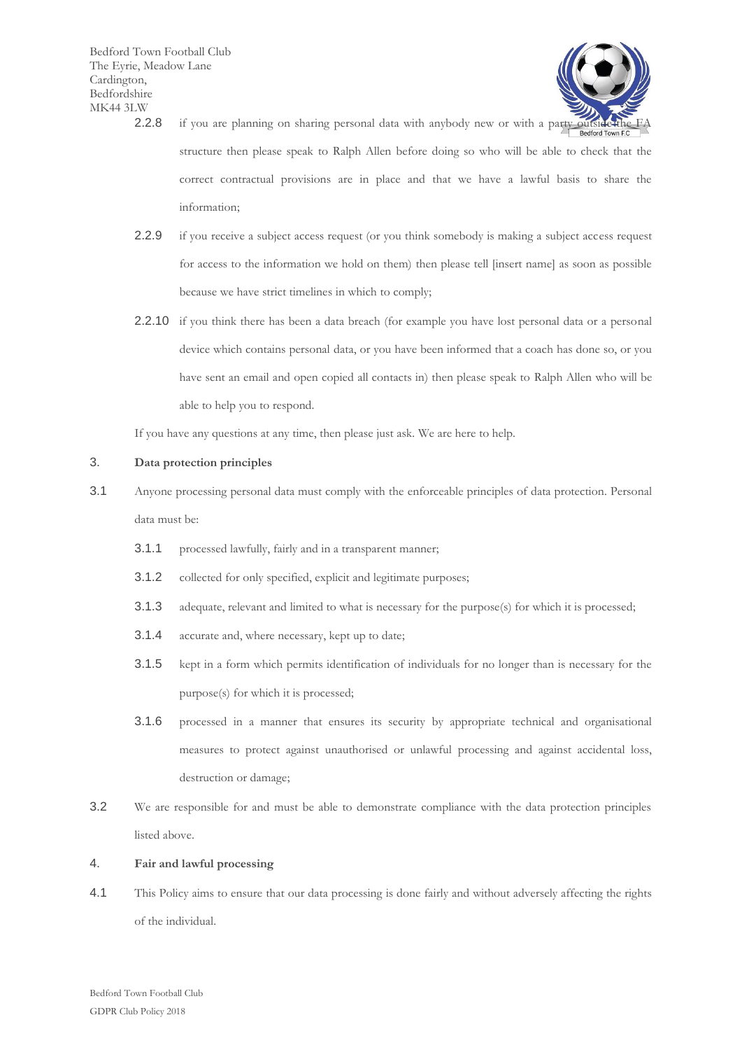2.2.8 if you are planning on sharing personal data with anybody new or with a party outside the FA structure then please speak to Ralph Allen before doing so who will be able to check that the correct contractual provisions are in place and that we have a lawful basis to share the information;

2.2.9 if you receive a subject access request (or you think somebody is making a subject access request for access to the information we hold on them) then please tell [insert name] as soon as possible because we have strict timelines in which to comply;

2.2.10 if you think there has been a data breach (for example you have lost personal data or a personal device which contains personal data, or you have been informed that a coach has done so, or you have sent an email and open copied all contacts in) then please speak to Ralph Allen who will be able to help you to respond.

If you have any questions at any time, then please just ask. We are here to help.

## 3. Data protection principles

3.1 Anyone processing personal data must comply with the enforceable principles of data protection. Personal data must be:

3.1.1 processed lawfully, fairly and in a transparent manner;

3.1.2 collected for only specified, explicit and legitimate purposes;

3.1.3 adequate, relevant and limited to what is necessary for the purpose(s) for which it is processed;

3.1.4 accurate and, where necessary, kept up to date;

3.1.5 kept in a form which permits identification of individuals for no longer than is necessary for the purpose(s) for which it is processed;

3.1.6 processed in a manner that ensures its security by appropriate technical and organisational measures to protect against unauthorised or unlawful processing and against accidental loss, destruction or damage;

3.2 We are responsible for and must be able to demonstrate compliance with the data protection principles listed above.

## 4. Fair and lawful processing

4.1 This Policy aims to ensure that our data processing is done fairly and without adversely affecting the rights of the individual.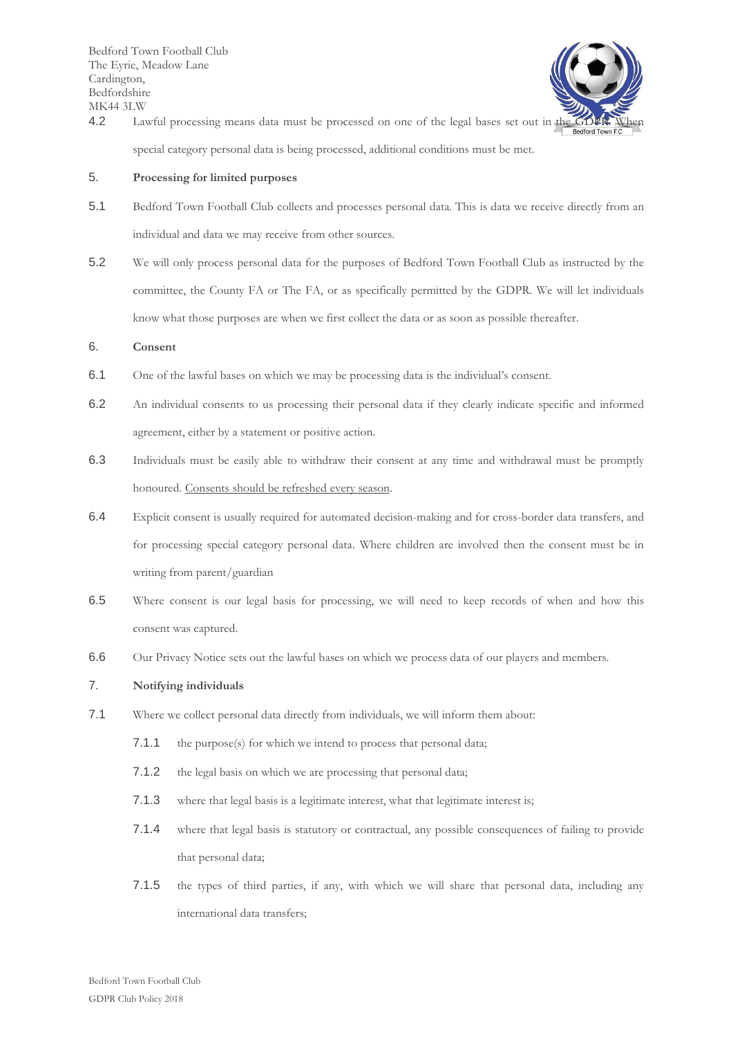4.2 Lawful processing means data must be processed on one of the legal bases set out in the GDPR. When special category personal data is being processed, additional conditions must be met.

## 5. Processing for limited purposes

5.1 Bedford Town Football Club collects and processes personal data. This is data we receive directly from an individual and data we may receive from other sources.

5.2 We will only process personal data for the purposes of Bedford Town Football Club as instructed by the committee, the County FA or The FA, or as specifically permitted by the GDPR. We will let individuals know what those purposes are when we first collect the data or as soon as possible thereafter.

## 6. Consent

6.1 One of the lawful bases on which we may be processing data is the individual's consent.

6.2 An individual consents to us processing their personal data if they clearly indicate specific and informed agreement, either by a statement or positive action.

6.3 Individuals must be easily able to withdraw their consent at any time and withdrawal must be promptly honoured. Consents should be refreshed every season.

6.4 Explicit consent is usually required for automated decision-making and for cross-border data transfers, and for processing special category personal data. Where children are involved then the consent must be in writing from parent/guardian

6.5 Where consent is our legal basis for processing, we will need to keep records of when and how this consent was captured.

6.6 Our Privacy Notice sets out the lawful bases on which we process data of our players and members.

## 7. Notifying individuals

7.1 Where we collect personal data directly from individuals, we will inform them about:

7.1.1 the purpose(s) for which we intend to process that personal data;

7.1.2 the legal basis on which we are processing that personal data;

7.1.3 where that legal basis is a legitimate interest, what that legitimate interest is;

7.1.4 where that legal basis is statutory or contractual, any possible consequences of failing to provide that personal data;

7.1.5 the types of third parties, if any, with which we will share that personal data, including any international data transfers;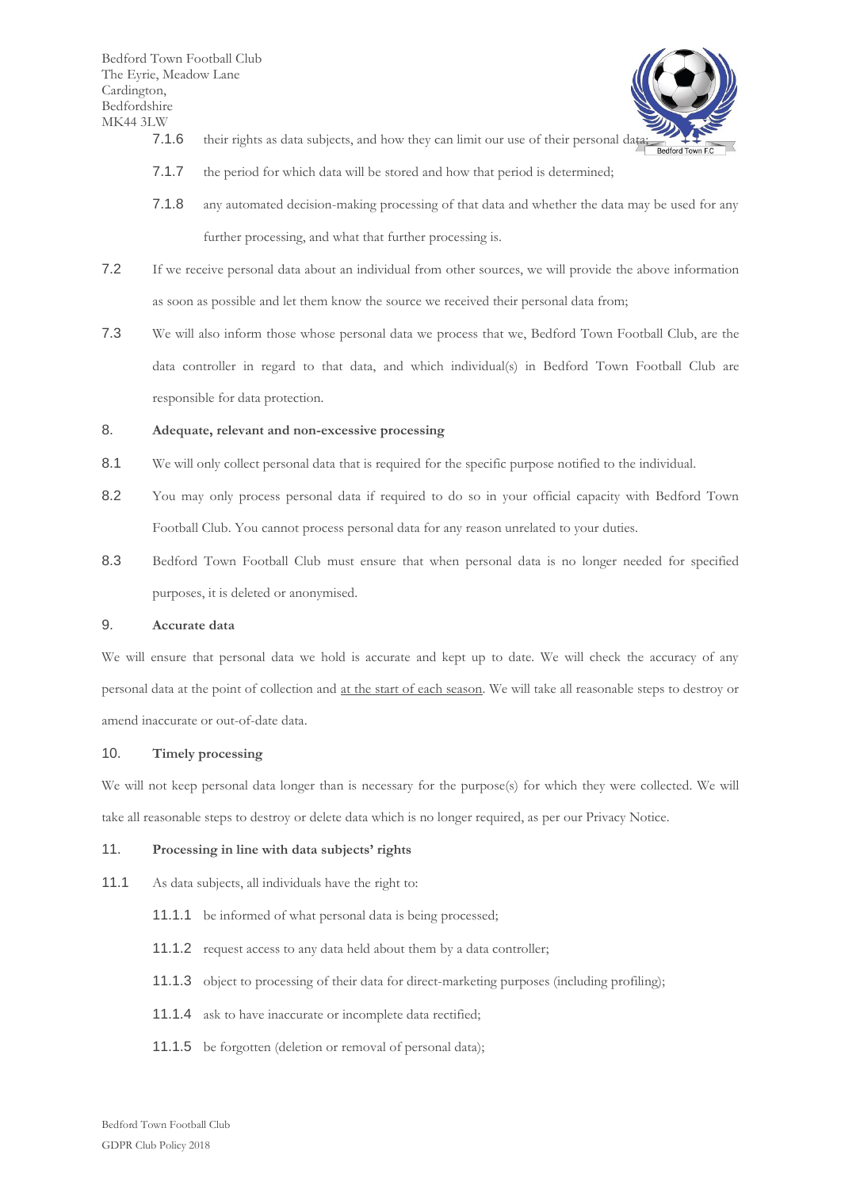7.1.6 their rights as data subjects, and how they can limit our use of their personal data;

7.1.7 the period for which data will be stored and how that period is determined;

7.1.8 any automated decision-making processing of that data and whether the data may be used for any further processing, and what that further processing is.

7.2 If we receive personal data about an individual from other sources, we will provide the above information as soon as possible and let them know the source we received their personal data from;

7.3 We will also inform those whose personal data we process that we, Bedford Town Football Club, are the data controller in regard to that data, and which individual(s) in Bedford Town Football Club are responsible for data protection.

## 8. Adequate, relevant and non-excessive processing

8.1 We will only collect personal data that is required for the specific purpose notified to the individual.

8.2 You may only process personal data if required to do so in your official capacity with Bedford Town Football Club. You cannot process personal data for any reason unrelated to your duties.

8.3 Bedford Town Football Club must ensure that when personal data is no longer needed for specified purposes, it is deleted or anonymised.

## 9. Accurate data

We will ensure that personal data we hold is accurate and kept up to date. We will check the accuracy of any personal data at the point of collection and <u>at the start of each season</u>. We will take all reasonable steps to destroy or amend inaccurate or out-of-date data.

## 10. Timely processing

We will not keep personal data longer than is necessary for the purpose(s) for which they were collected. We will take all reasonable steps to destroy or delete data which is no longer required, as per our Privacy Notice.

## 11. Processing in line with data subjects' rights

11.1 As data subjects, all individuals have the right to:

11.1.1 be informed of what personal data is being processed;

11.1.2 request access to any data held about them by a data controller;

11.1.3 object to processing of their data for direct-marketing purposes (including profiling);

11.1.4 ask to have inaccurate or incomplete data rectified;

11.1.5 be forgotten (deletion or removal of personal data);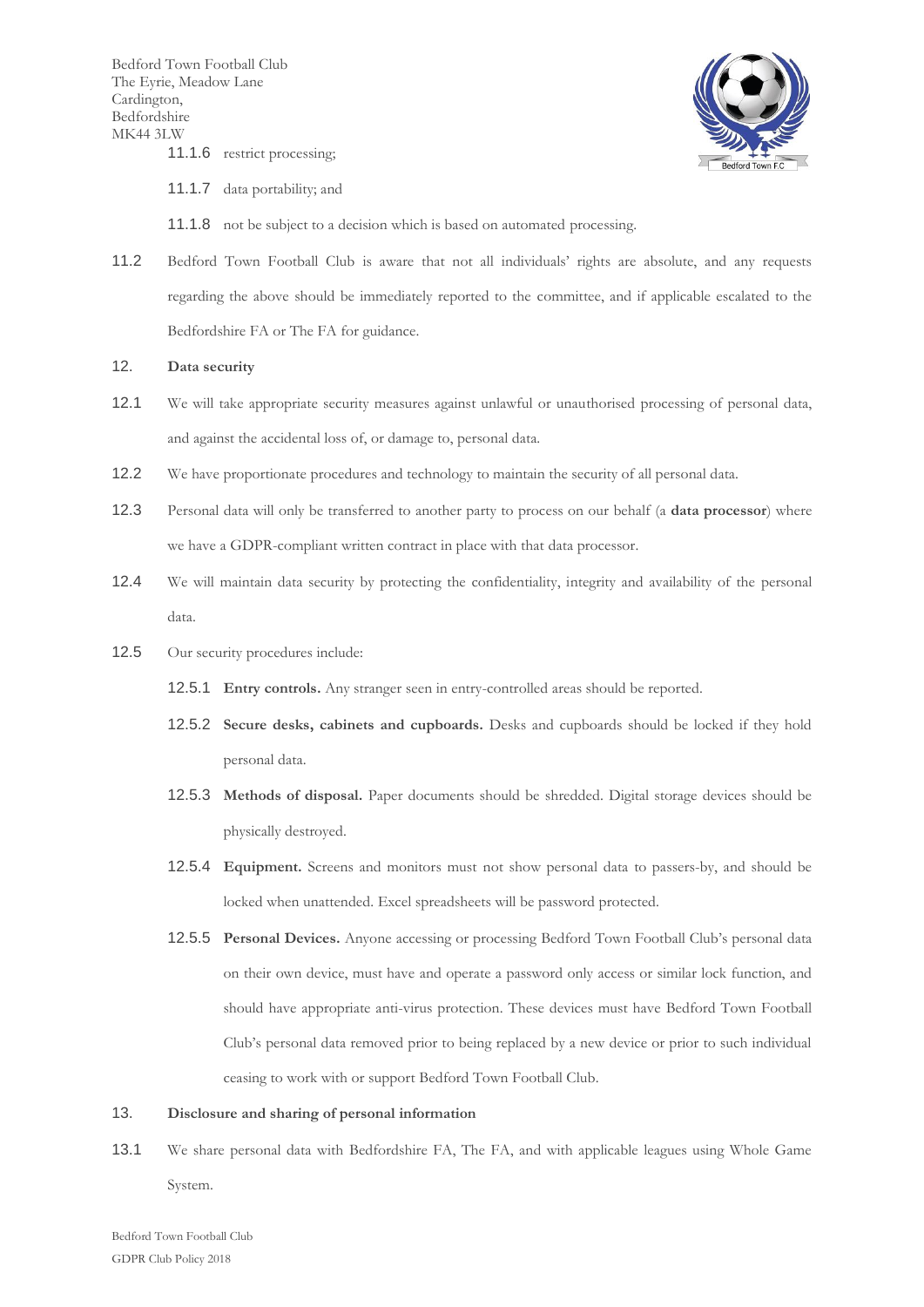11.1.6 restrict processing;

11.1.7 data portability; and

11.1.8 not be subject to a decision which is based on automated processing.

11.2 Bedford Town Football Club is aware that not all individuals' rights are absolute, and any requests regarding the above should be immediately reported to the committee, and if applicable escalated to the Bedfordshire FA or The FA for guidance.

## 12. Data security

12.1 We will take appropriate security measures against unlawful or unauthorised processing of personal data, and against the accidental loss of, or damage to, personal data.

12.2 We have proportionate procedures and technology to maintain the security of all personal data.

12.3 Personal data will only be transferred to another party to process on our behalf (a **data processor**) where we have a GDPR-compliant written contract in place with that data processor.

12.4 We will maintain data security by protecting the confidentiality, integrity and availability of the personal data.

12.5 Our security procedures include:

12.5.1 **Entry controls.** Any stranger seen in entry-controlled areas should be reported.

12.5.2 **Secure desks, cabinets and cupboards.** Desks and cupboards should be locked if they hold personal data.

12.5.3 **Methods of disposal.** Paper documents should be shredded. Digital storage devices should be physically destroyed.

12.5.4 **Equipment.** Screens and monitors must not show personal data to passers-by, and should be locked when unattended. Excel spreadsheets will be password protected.

12.5.5 **Personal Devices.** Anyone accessing or processing Bedford Town Football Club's personal data on their own device, must have and operate a password only access or similar lock function, and should have appropriate anti-virus protection. These devices must have Bedford Town Football Club's personal data removed prior to being replaced by a new device or prior to such individual ceasing to work with or support Bedford Town Football Club.

## 13. Disclosure and sharing of personal information

13.1 We share personal data with Bedfordshire FA, The FA, and with applicable leagues using Whole Game System.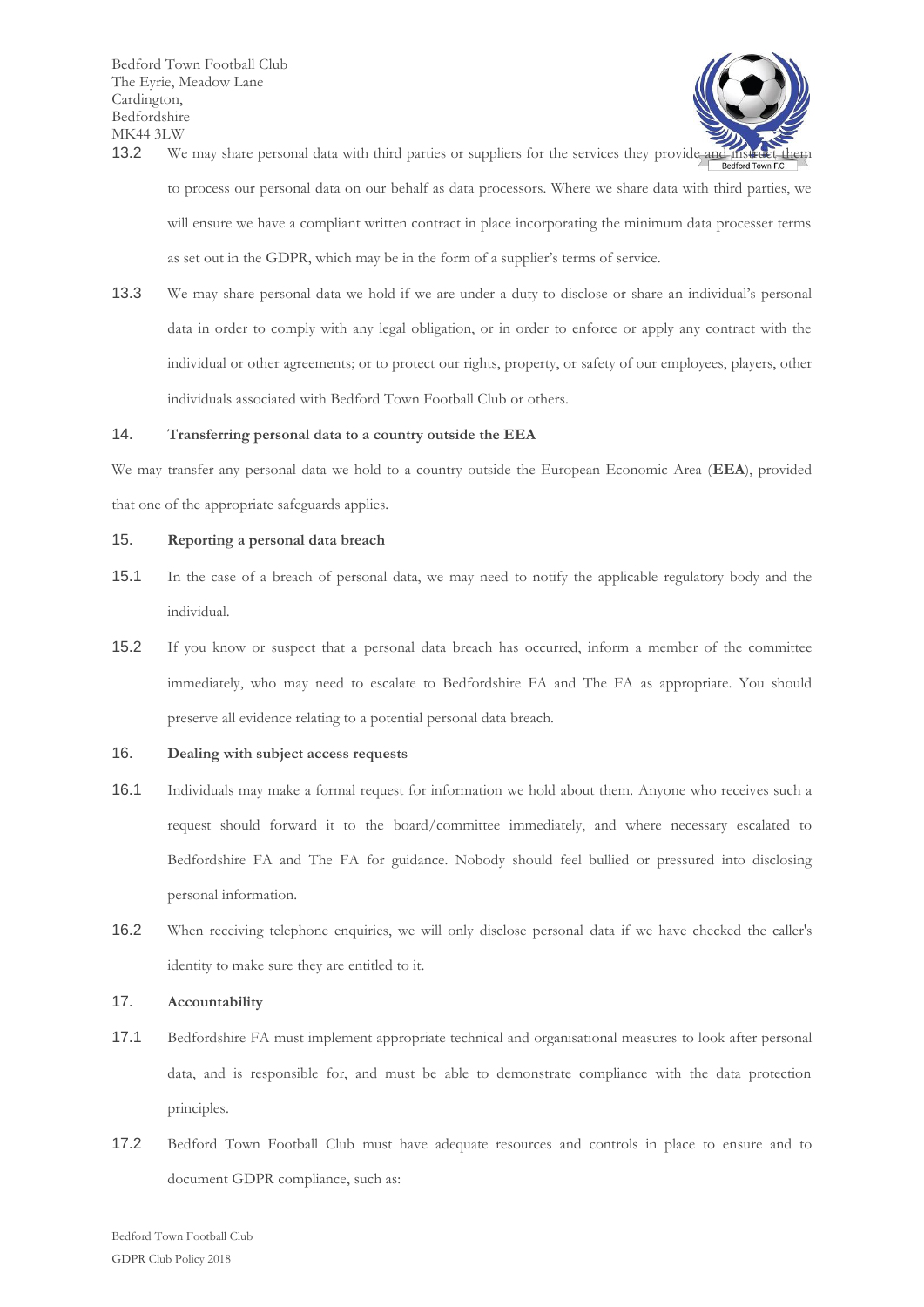13.2 We may share personal data with third parties or suppliers for the services they provide and instruct them to process our personal data on our behalf as data processors. Where we share data with third parties, we will ensure we have a compliant written contract in place incorporating the minimum data processer terms as set out in the GDPR, which may be in the form of a supplier's terms of service.

13.3 We may share personal data we hold if we are under a duty to disclose or share an individual's personal data in order to comply with any legal obligation, or in order to enforce or apply any contract with the individual or other agreements; or to protect our rights, property, or safety of our employees, players, other individuals associated with Bedford Town Football Club or others.

## 14. Transferring personal data to a country outside the EEA

We may transfer any personal data we hold to a country outside the European Economic Area (**EEA**), provided that one of the appropriate safeguards applies.

## 15. Reporting a personal data breach

15.1 In the case of a breach of personal data, we may need to notify the applicable regulatory body and the individual.

15.2 If you know or suspect that a personal data breach has occurred, inform a member of the committee immediately, who may need to escalate to Bedfordshire FA and The FA as appropriate. You should preserve all evidence relating to a potential personal data breach.

## 16. Dealing with subject access requests

16.1 Individuals may make a formal request for information we hold about them. Anyone who receives such a request should forward it to the board/committee immediately, and where necessary escalated to Bedfordshire FA and The FA for guidance. Nobody should feel bullied or pressured into disclosing personal information.

16.2 When receiving telephone enquiries, we will only disclose personal data if we have checked the caller's identity to make sure they are entitled to it.

## 17. Accountability

17.1 Bedfordshire FA must implement appropriate technical and organisational measures to look after personal data, and is responsible for, and must be able to demonstrate compliance with the data protection principles.

17.2 Bedford Town Football Club must have adequate resources and controls in place to ensure and to document GDPR compliance, such as: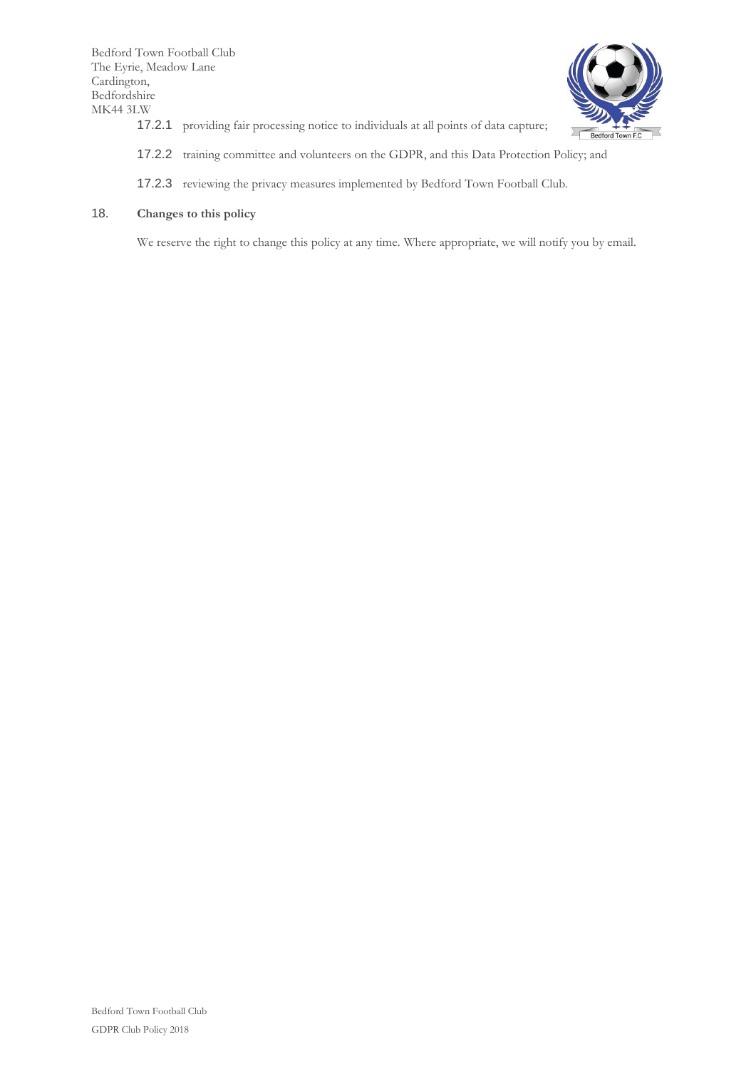17.2.1 providing fair processing notice to individuals at all points of data capture;

17.2.2 training committee and volunteers on the GDPR, and this Data Protection Policy; and

17.2.3 reviewing the privacy measures implemented by Bedford Town Football Club.

## 18. Changes to this policy

We reserve the right to change this policy at any time. Where appropriate, we will notify you by email.